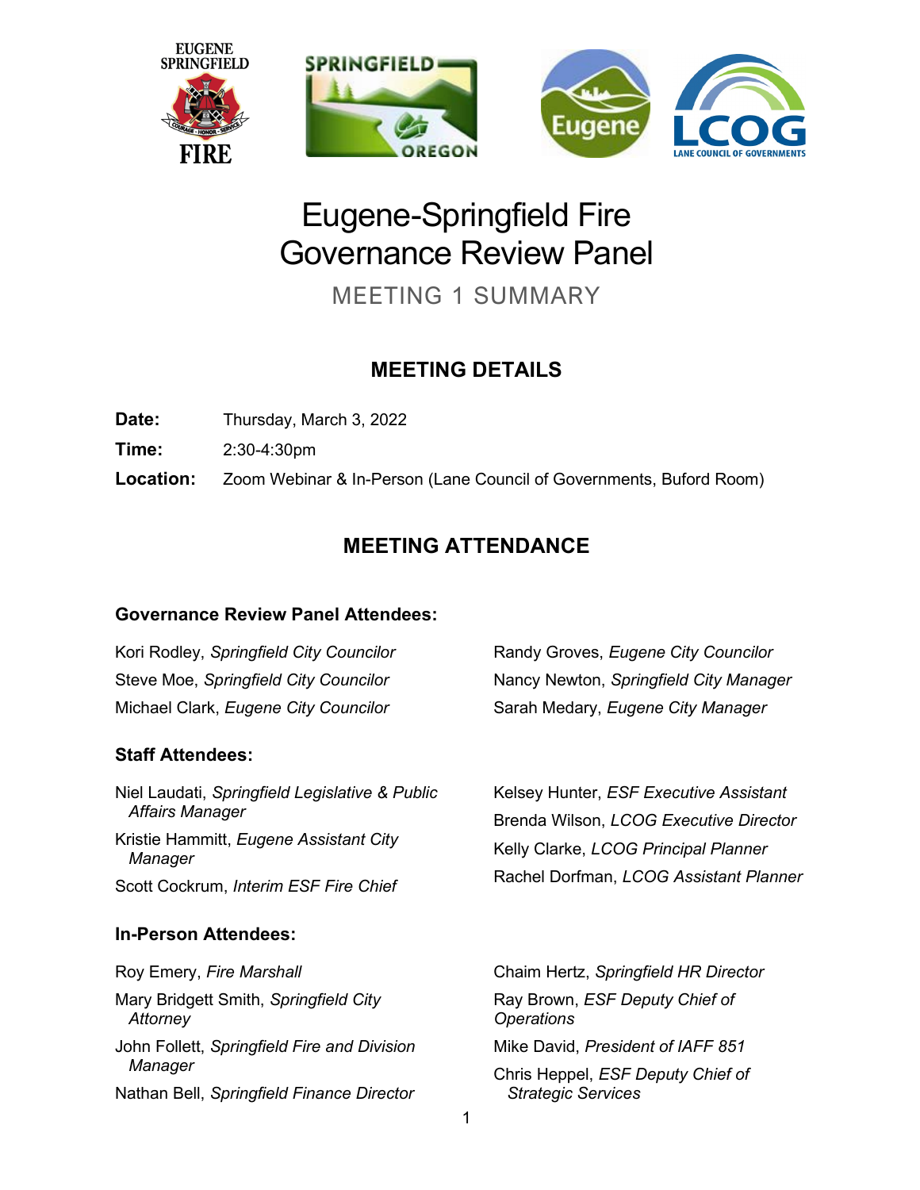# Eugene-Springfield Fire Governance Review Panel

MEETING 1 SUMMARY

## MEETING DETAILS

**Date:** Thursday, March 3, 2022

**Time:** 2:30-4:30pm

**Location:** Zoom Webinar & In-Person (Lane Council of Governments, Buford Room)

## MEETING ATTENDANCE

### Governance Review Panel Attendees:

Kori Rodley, *Springfield City Councilor*

Steve Moe, *Springfield City Councilor*

Michael Clark, *Eugene City Councilor*

Randy Groves, *Eugene City Councilor*

Nancy Newton, *Springfield City Manager*

Sarah Medary, *Eugene City Manager*

### Staff Attendees:

Niel Laudati, *Springfield Legislative & Public Affairs Manager*

Kristie Hammitt, *Eugene Assistant City Manager*

Scott Cockrum, *Interim ESF Fire Chief*

Kelsey Hunter, *ESF Executive Assistant*

Brenda Wilson, *LCOG Executive Director*

Kelly Clarke, *LCOG Principal Planner*

Rachel Dorfman, *LCOG Assistant Planner*

### In-Person Attendees:

Roy Emery, *Fire Marshall*

Mary Bridgett Smith, *Springfield City Attorney*

John Follett, *Springfield Fire and Division Manager*

Nathan Bell, *Springfield Finance Director*

Chaim Hertz, *Springfield HR Director*

Ray Brown, *ESF Deputy Chief of Operations*

Mike David, *President of IAFF 851*

Chris Heppel, *ESF Deputy Chief of Strategic Services*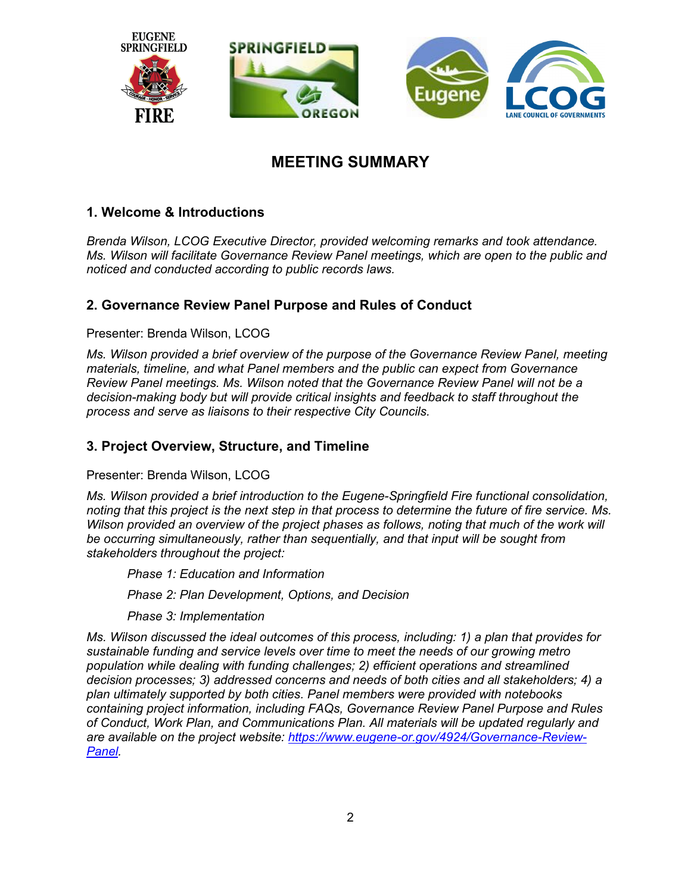# MEETING SUMMARY

## 1. Welcome & Introductions

*Brenda Wilson, LCOG Executive Director, provided welcoming remarks and took attendance. Ms. Wilson will facilitate Governance Review Panel meetings, which are open to the public and noticed and conducted according to public records laws.*

## 2. Governance Review Panel Purpose and Rules of Conduct

Presenter: Brenda Wilson, LCOG

*Ms. Wilson provided a brief overview of the purpose of the Governance Review Panel, meeting materials, timeline, and what Panel members and the public can expect from Governance Review Panel meetings. Ms. Wilson noted that the Governance Review Panel will not be a decision-making body but will provide critical insights and feedback to staff throughout the process and serve as liaisons to their respective City Councils.*

## 3. Project Overview, Structure, and Timeline

Presenter: Brenda Wilson, LCOG

*Ms. Wilson provided a brief introduction to the Eugene-Springfield Fire functional consolidation, noting that this project is the next step in that process to determine the future of fire service. Ms. Wilson provided an overview of the project phases as follows, noting that much of the work will be occurring simultaneously, rather than sequentially, and that input will be sought from stakeholders throughout the project:*

> *Phase 1: Education and Information*
>
> *Phase 2: Plan Development, Options, and Decision*
>
> *Phase 3: Implementation*

*Ms. Wilson discussed the ideal outcomes of this process, including: 1) a plan that provides for sustainable funding and service levels over time to meet the needs of our growing metro population while dealing with funding challenges; 2) efficient operations and streamlined decision processes; 3) addressed concerns and needs of both cities and all stakeholders; 4) a plan ultimately supported by both cities. Panel members were provided with notebooks containing project information, including FAQs, Governance Review Panel Purpose and Rules of Conduct, Work Plan, and Communications Plan. All materials will be updated regularly and are available on the project website: [https://www.eugene-or.gov/4924/Governance-Review-Panel](https://www.eugene-or.gov/4924/Governance-Review-Panel).*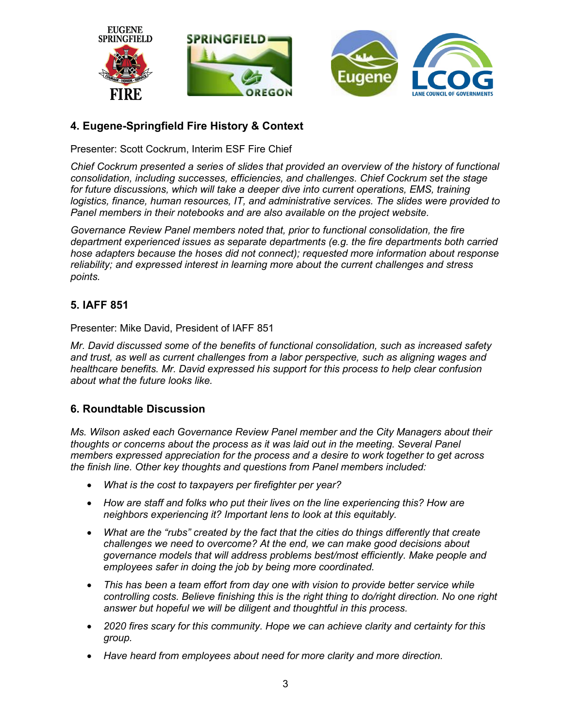## 4. Eugene-Springfield Fire History & Context

Presenter: Scott Cockrum, Interim ESF Fire Chief

*Chief Cockrum presented a series of slides that provided an overview of the history of functional consolidation, including successes, efficiencies, and challenges. Chief Cockrum set the stage for future discussions, which will take a deeper dive into current operations, EMS, training logistics, finance, human resources, IT, and administrative services. The slides were provided to Panel members in their notebooks and are also available on the project website.*

*Governance Review Panel members noted that, prior to functional consolidation, the fire department experienced issues as separate departments (e.g. the fire departments both carried hose adapters because the hoses did not connect); requested more information about response reliability; and expressed interest in learning more about the current challenges and stress points.*

## 5. IAFF 851

Presenter: Mike David, President of IAFF 851

*Mr. David discussed some of the benefits of functional consolidation, such as increased safety and trust, as well as current challenges from a labor perspective, such as aligning wages and healthcare benefits. Mr. David expressed his support for this process to help clear confusion about what the future looks like.*

## 6. Roundtable Discussion

*Ms. Wilson asked each Governance Review Panel member and the City Managers about their thoughts or concerns about the process as it was laid out in the meeting. Several Panel members expressed appreciation for the process and a desire to work together to get across the finish line. Other key thoughts and questions from Panel members included:*

- *What is the cost to taxpayers per firefighter per year?*
- *How are staff and folks who put their lives on the line experiencing this? How are neighbors experiencing it? Important lens to look at this equitably.*
- *What are the "rubs" created by the fact that the cities do things differently that create challenges we need to overcome? At the end, we can make good decisions about governance models that will address problems best/most efficiently. Make people and employees safer in doing the job by being more coordinated.*
- *This has been a team effort from day one with vision to provide better service while controlling costs. Believe finishing this is the right thing to do/right direction. No one right answer but hopeful we will be diligent and thoughtful in this process.*
- *2020 fires scary for this community. Hope we can achieve clarity and certainty for this group.*
- *Have heard from employees about need for more clarity and more direction.*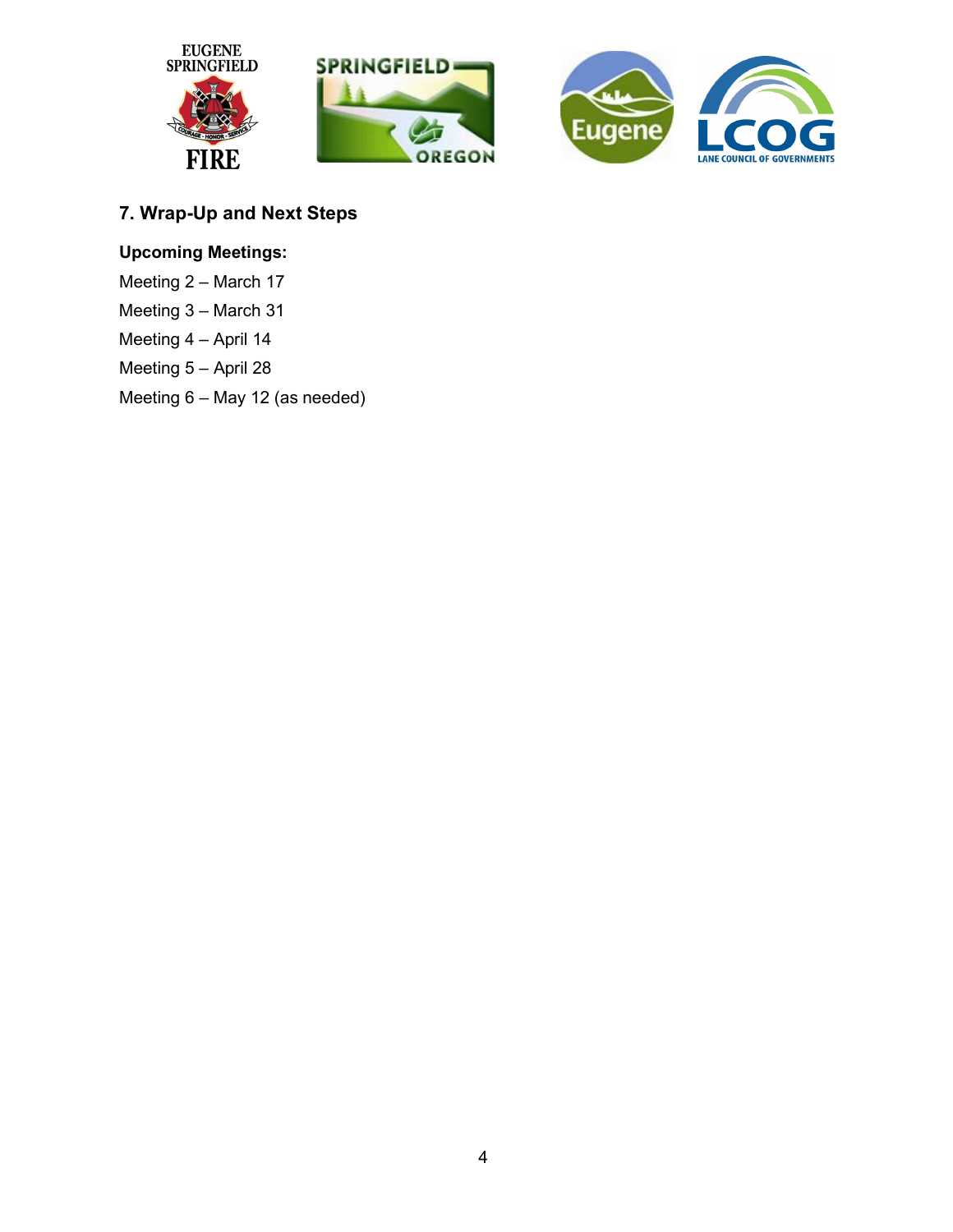## 7. Wrap-Up and Next Steps

**Upcoming Meetings:**

Meeting 2 – March 17

Meeting 3 – March 31

Meeting 4 – April 14

Meeting 5 – April 28

Meeting 6 – May 12 (as needed)